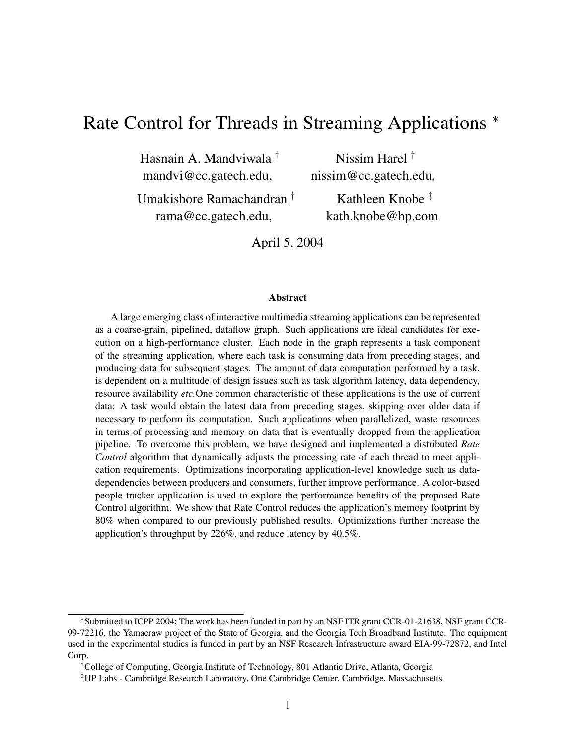# Rate Control for Threads in Streaming Applications [*]

Hasnain A. Mandviwala [†]
mandvi@cc.gatech.edu,

Nissim Harel [†]
nissim@cc.gatech.edu,

Umakishore Ramachandran [†]
rama@cc.gatech.edu,

Kathleen Knobe [‡]
kath.knobe@hp.com

April 5, 2004

### Abstract

A large emerging class of interactive multimedia streaming applications can be represented as a coarse-grain, pipelined, dataflow graph. Such applications are ideal candidates for execution on a high-performance cluster. Each node in the graph represents a task component of the streaming application, where each task is consuming data from preceding stages, and producing data for subsequent stages. The amount of data computation performed by a task, is dependent on a multitude of design issues such as task algorithm latency, data dependency, resource availability *etc.*One common characteristic of these applications is the use of current data: A task would obtain the latest data from preceding stages, skipping over older data if necessary to perform its computation. Such applications when parallelized, waste resources in terms of processing and memory on data that is eventually dropped from the application pipeline. To overcome this problem, we have designed and implemented a distributed *Rate Control* algorithm that dynamically adjusts the processing rate of each thread to meet application requirements. Optimizations incorporating application-level knowledge such as data-dependencies between producers and consumers, further improve performance. A color-based people tracker application is used to explore the performance benefits of the proposed Rate Control algorithm. We show that Rate Control reduces the application's memory footprint by 80% when compared to our previously published results. Optimizations further increase the application's throughput by 226%, and reduce latency by 40.5%.

---

[*] Submitted to ICPP 2004; The work has been funded in part by an NSF ITR grant CCR-01-21638, NSF grant CCR-99-72216, the Yamacraw project of the State of Georgia, and the Georgia Tech Broadband Institute. The equipment used in the experimental studies is funded in part by an NSF Research Infrastructure award EIA-99-72872, and Intel Corp.

[†] College of Computing, Georgia Institute of Technology, 801 Atlantic Drive, Atlanta, Georgia

[‡] HP Labs - Cambridge Research Laboratory, One Cambridge Center, Cambridge, Massachusetts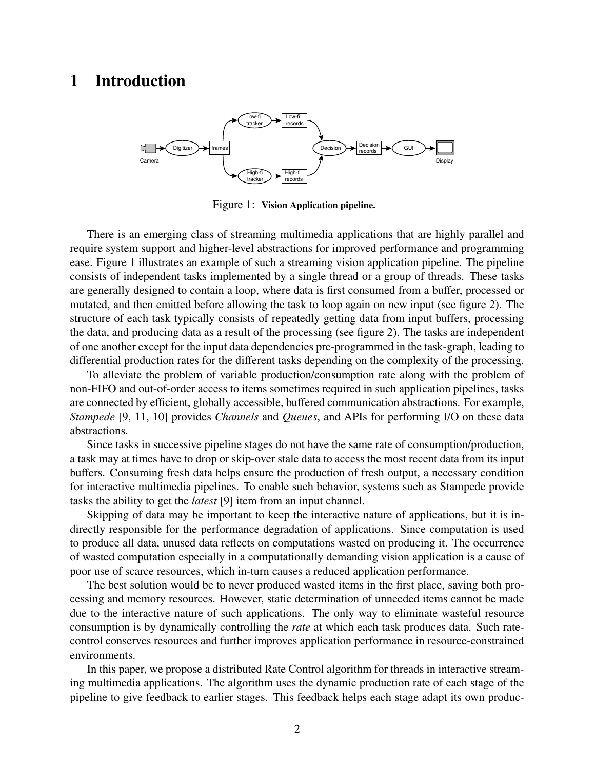# 1 Introduction

Figure 1: **Vision Application pipeline.**

There is an emerging class of streaming multimedia applications that are highly parallel and require system support and higher-level abstractions for improved performance and programming ease. Figure 1 illustrates an example of such a streaming vision application pipeline. The pipeline consists of independent tasks implemented by a single thread or a group of threads. These tasks are generally designed to contain a loop, where data is first consumed from a buffer, processed or mutated, and then emitted before allowing the task to loop again on new input (see figure 2). The structure of each task typically consists of repeatedly getting data from input buffers, processing the data, and producing data as a result of the processing (see figure 2). The tasks are independent of one another except for the input data dependencies pre-programmed in the task-graph, leading to differential production rates for the different tasks depending on the complexity of the processing.

To alleviate the problem of variable production/consumption rate along with the problem of non-FIFO and out-of-order access to items sometimes required in such application pipelines, tasks are connected by efficient, globally accessible, buffered communication abstractions. For example, *Stampede* [9, 11, 10] provides *Channels* and *Queues*, and APIs for performing I/O on these data abstractions.

Since tasks in successive pipeline stages do not have the same rate of consumption/production, a task may at times have to drop or skip-over stale data to access the most recent data from its input buffers. Consuming fresh data helps ensure the production of fresh output, a necessary condition for interactive multimedia pipelines. To enable such behavior, systems such as Stampede provide tasks the ability to get the *latest* [9] item from an input channel.

Skipping of data may be important to keep the interactive nature of applications, but it is indirectly responsible for the performance degradation of applications. Since computation is used to produce all data, unused data reflects on computations wasted on producing it. The occurrence of wasted computation especially in a computationally demanding vision application is a cause of poor use of scarce resources, which in-turn causes a reduced application performance.

The best solution would be to never produced wasted items in the first place, saving both processing and memory resources. However, static determination of unneeded items cannot be made due to the interactive nature of such applications. The only way to eliminate wasteful resource consumption is by dynamically controlling the *rate* at which each task produces data. Such rate-control conserves resources and further improves application performance in resource-constrained environments.

In this paper, we propose a distributed Rate Control algorithm for threads in interactive streaming multimedia applications. The algorithm uses the dynamic production rate of each stage of the pipeline to give feedback to earlier stages. This feedback helps each stage adapt its own produc-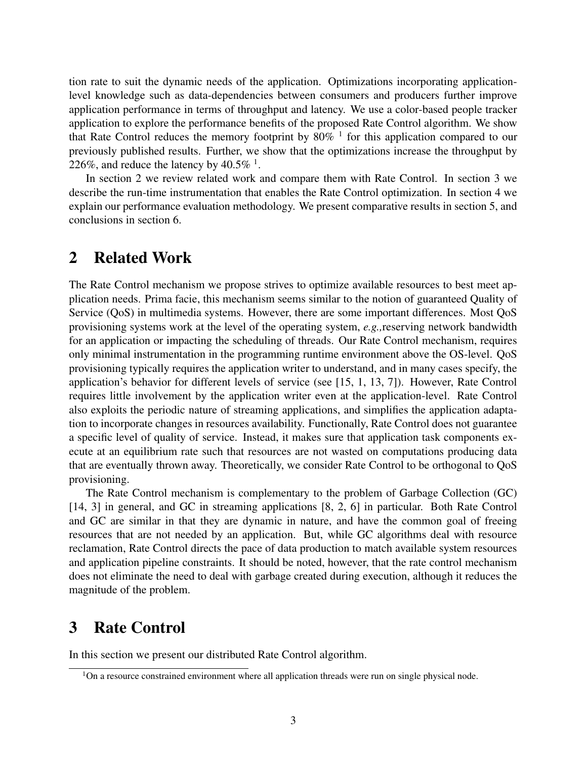tion rate to suit the dynamic needs of the application. Optimizations incorporating application-level knowledge such as data-dependencies between consumers and producers further improve application performance in terms of throughput and latency. We use a color-based people tracker application to explore the performance benefits of the proposed Rate Control algorithm. We show that Rate Control reduces the memory footprint by 80% [1] for this application compared to our previously published results. Further, we show that the optimizations increase the throughput by 226%, and reduce the latency by 40.5% [1].

In section 2 we review related work and compare them with Rate Control. In section 3 we describe the run-time instrumentation that enables the Rate Control optimization. In section 4 we explain our performance evaluation methodology. We present comparative results in section 5, and conclusions in section 6.

## 2 Related Work

The Rate Control mechanism we propose strives to optimize available resources to best meet application needs. Prima facie, this mechanism seems similar to the notion of guaranteed Quality of Service (QoS) in multimedia systems. However, there are some important differences. Most QoS provisioning systems work at the level of the operating system, *e.g.,*reserving network bandwidth for an application or impacting the scheduling of threads. Our Rate Control mechanism, requires only minimal instrumentation in the programming runtime environment above the OS-level. QoS provisioning typically requires the application writer to understand, and in many cases specify, the application's behavior for different levels of service (see [15, 1, 13, 7]). However, Rate Control requires little involvement by the application writer even at the application-level. Rate Control also exploits the periodic nature of streaming applications, and simplifies the application adaptation to incorporate changes in resources availability. Functionally, Rate Control does not guarantee a specific level of quality of service. Instead, it makes sure that application task components execute at an equilibrium rate such that resources are not wasted on computations producing data that are eventually thrown away. Theoretically, we consider Rate Control to be orthogonal to QoS provisioning.

The Rate Control mechanism is complementary to the problem of Garbage Collection (GC) [14, 3] in general, and GC in streaming applications [8, 2, 6] in particular. Both Rate Control and GC are similar in that they are dynamic in nature, and have the common goal of freeing resources that are not needed by an application. But, while GC algorithms deal with resource reclamation, Rate Control directs the pace of data production to match available system resources and application pipeline constraints. It should be noted, however, that the rate control mechanism does not eliminate the need to deal with garbage created during execution, although it reduces the magnitude of the problem.

## 3 Rate Control

In this section we present our distributed Rate Control algorithm.

[1]On a resource constrained environment where all application threads were run on single physical node.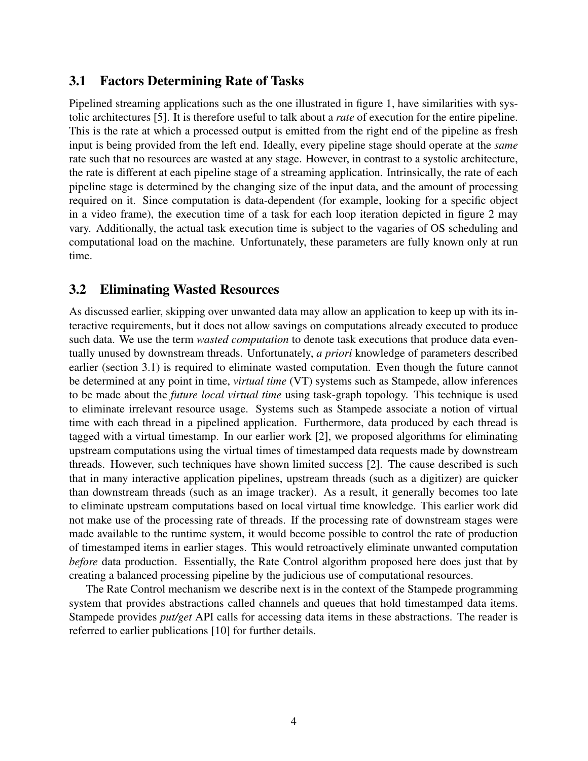## 3.1 Factors Determining Rate of Tasks

Pipelined streaming applications such as the one illustrated in figure 1, have similarities with systolic architectures [5]. It is therefore useful to talk about a *rate* of execution for the entire pipeline. This is the rate at which a processed output is emitted from the right end of the pipeline as fresh input is being provided from the left end. Ideally, every pipeline stage should operate at the *same* rate such that no resources are wasted at any stage. However, in contrast to a systolic architecture, the rate is different at each pipeline stage of a streaming application. Intrinsically, the rate of each pipeline stage is determined by the changing size of the input data, and the amount of processing required on it. Since computation is data-dependent (for example, looking for a specific object in a video frame), the execution time of a task for each loop iteration depicted in figure 2 may vary. Additionally, the actual task execution time is subject to the vagaries of OS scheduling and computational load on the machine. Unfortunately, these parameters are fully known only at run time.

## 3.2 Eliminating Wasted Resources

As discussed earlier, skipping over unwanted data may allow an application to keep up with its interactive requirements, but it does not allow savings on computations already executed to produce such data. We use the term *wasted computation* to denote task executions that produce data eventually unused by downstream threads. Unfortunately, *a priori* knowledge of parameters described earlier (section 3.1) is required to eliminate wasted computation. Even though the future cannot be determined at any point in time, *virtual time* (VT) systems such as Stampede, allow inferences to be made about the *future local virtual time* using task-graph topology. This technique is used to eliminate irrelevant resource usage. Systems such as Stampede associate a notion of virtual time with each thread in a pipelined application. Furthermore, data produced by each thread is tagged with a virtual timestamp. In our earlier work [2], we proposed algorithms for eliminating upstream computations using the virtual times of timestamped data requests made by downstream threads. However, such techniques have shown limited success [2]. The cause described is such that in many interactive application pipelines, upstream threads (such as a digitizer) are quicker than downstream threads (such as an image tracker). As a result, it generally becomes too late to eliminate upstream computations based on local virtual time knowledge. This earlier work did not make use of the processing rate of threads. If the processing rate of downstream stages were made available to the runtime system, it would become possible to control the rate of production of timestamped items in earlier stages. This would retroactively eliminate unwanted computation *before* data production. Essentially, the Rate Control algorithm proposed here does just that by creating a balanced processing pipeline by the judicious use of computational resources.

The Rate Control mechanism we describe next is in the context of the Stampede programming system that provides abstractions called channels and queues that hold timestamped data items. Stampede provides *put/get* API calls for accessing data items in these abstractions. The reader is referred to earlier publications [10] for further details.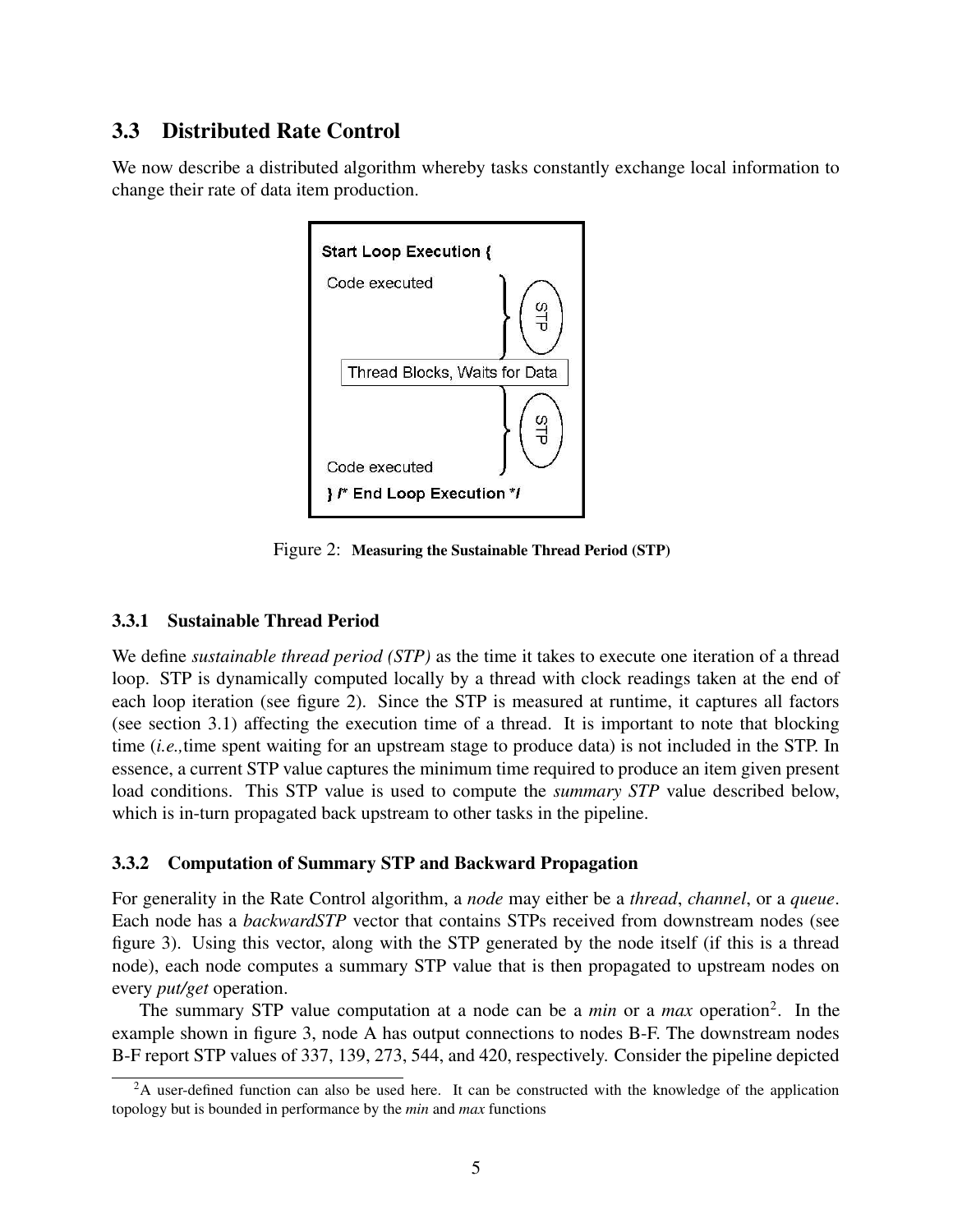## 3.3 Distributed Rate Control

We now describe a distributed algorithm whereby tasks constantly exchange local information to change their rate of data item production.

```
Start Loop Execution {
  Code executed
                                   } STP
  Thread Blocks, Waits for Data
                                   } STP
  Code executed
} /* End Loop Execution */
```

Figure 2: **Measuring the Sustainable Thread Period (STP)**

### 3.3.1 Sustainable Thread Period

We define *sustainable thread period (STP)* as the time it takes to execute one iteration of a thread loop. STP is dynamically computed locally by a thread with clock readings taken at the end of each loop iteration (see figure 2). Since the STP is measured at runtime, it captures all factors (see section 3.1) affecting the execution time of a thread. It is important to note that blocking time (*i.e.,*time spent waiting for an upstream stage to produce data) is not included in the STP. In essence, a current STP value captures the minimum time required to produce an item given present load conditions. This STP value is used to compute the *summary STP* value described below, which is in-turn propagated back upstream to other tasks in the pipeline.

### 3.3.2 Computation of Summary STP and Backward Propagation

For generality in the Rate Control algorithm, a *node* may either be a *thread*, *channel*, or a *queue*. Each node has a *backwardSTP* vector that contains STPs received from downstream nodes (see figure 3). Using this vector, along with the STP generated by the node itself (if this is a thread node), each node computes a summary STP value that is then propagated to upstream nodes on every *put/get* operation.

The summary STP value computation at a node can be a *min* or a *max* operation[2]. In the example shown in figure 3, node A has output connections to nodes B-F. The downstream nodes B-F report STP values of 337, 139, 273, 544, and 420, respectively. Consider the pipeline depicted

[2]A user-defined function can also be used here. It can be constructed with the knowledge of the application topology but is bounded in performance by the *min* and *max* functions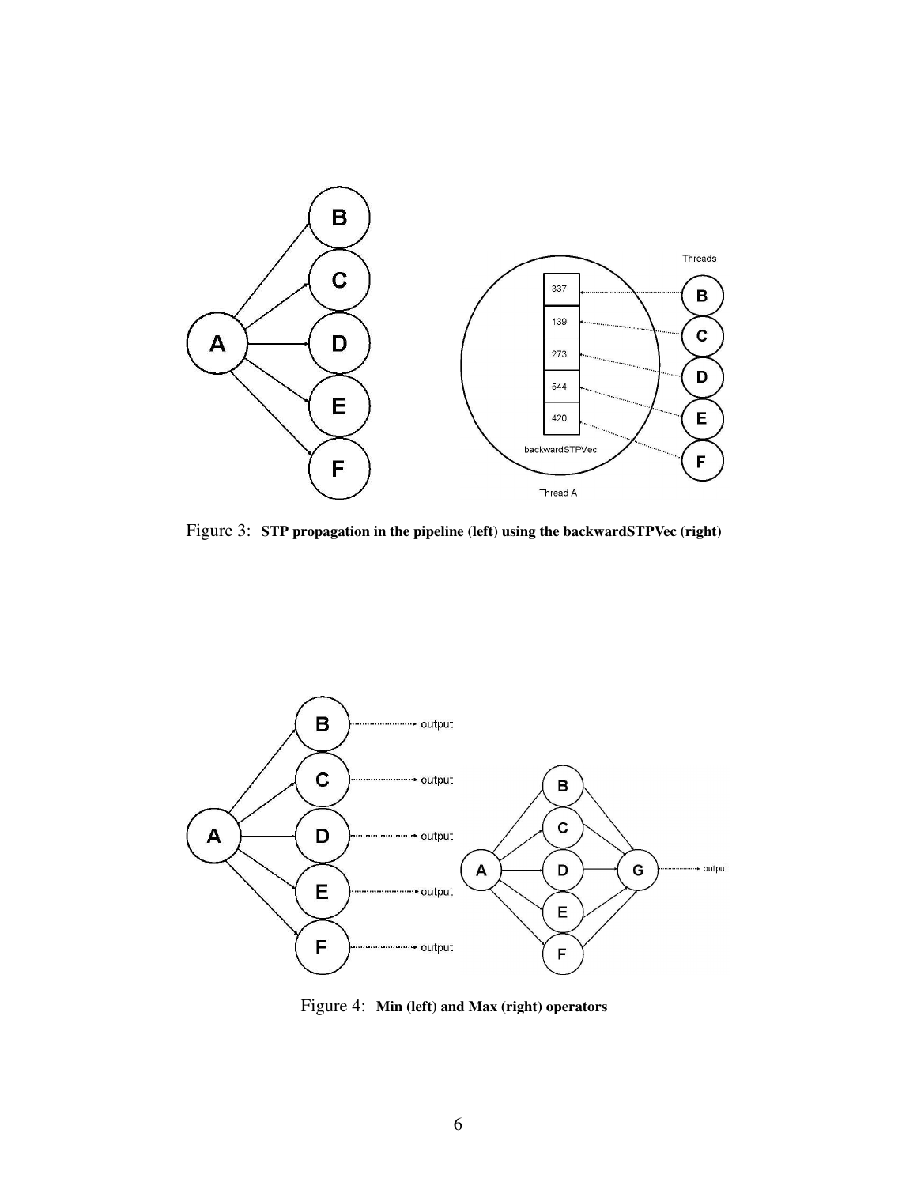Figure 3: **STP propagation in the pipeline (left) using the backwardSTPVec (right)**

Figure 4: **Min (left) and Max (right) operators**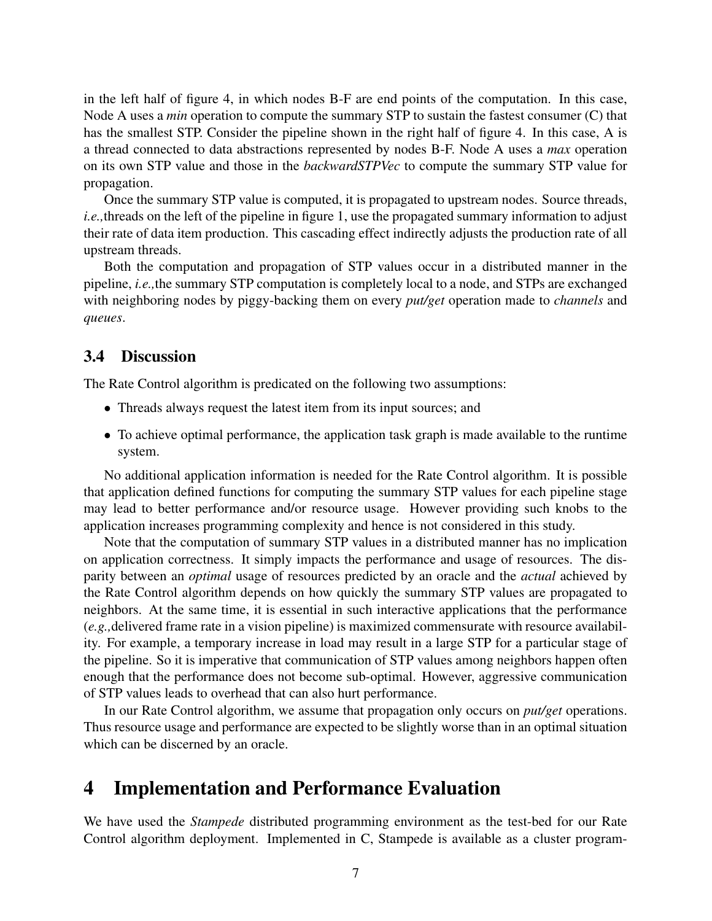in the left half of figure 4, in which nodes B-F are end points of the computation. In this case, Node A uses a *min* operation to compute the summary STP to sustain the fastest consumer (C) that has the smallest STP. Consider the pipeline shown in the right half of figure 4. In this case, A is a thread connected to data abstractions represented by nodes B-F. Node A uses a *max* operation on its own STP value and those in the *backwardSTPVec* to compute the summary STP value for propagation.

Once the summary STP value is computed, it is propagated to upstream nodes. Source threads, *i.e.,*threads on the left of the pipeline in figure 1, use the propagated summary information to adjust their rate of data item production. This cascading effect indirectly adjusts the production rate of all upstream threads.

Both the computation and propagation of STP values occur in a distributed manner in the pipeline, *i.e.,*the summary STP computation is completely local to a node, and STPs are exchanged with neighboring nodes by piggy-backing them on every *put/get* operation made to *channels* and *queues*.

### 3.4 Discussion

The Rate Control algorithm is predicated on the following two assumptions:

- Threads always request the latest item from its input sources; and
- To achieve optimal performance, the application task graph is made available to the runtime system.

No additional application information is needed for the Rate Control algorithm. It is possible that application defined functions for computing the summary STP values for each pipeline stage may lead to better performance and/or resource usage. However providing such knobs to the application increases programming complexity and hence is not considered in this study.

Note that the computation of summary STP values in a distributed manner has no implication on application correctness. It simply impacts the performance and usage of resources. The disparity between an *optimal* usage of resources predicted by an oracle and the *actual* achieved by the Rate Control algorithm depends on how quickly the summary STP values are propagated to neighbors. At the same time, it is essential in such interactive applications that the performance (*e.g.,*delivered frame rate in a vision pipeline) is maximized commensurate with resource availability. For example, a temporary increase in load may result in a large STP for a particular stage of the pipeline. So it is imperative that communication of STP values among neighbors happen often enough that the performance does not become sub-optimal. However, aggressive communication of STP values leads to overhead that can also hurt performance.

In our Rate Control algorithm, we assume that propagation only occurs on *put/get* operations. Thus resource usage and performance are expected to be slightly worse than in an optimal situation which can be discerned by an oracle.

## 4 Implementation and Performance Evaluation

We have used the *Stampede* distributed programming environment as the test-bed for our Rate Control algorithm deployment. Implemented in C, Stampede is available as a cluster program-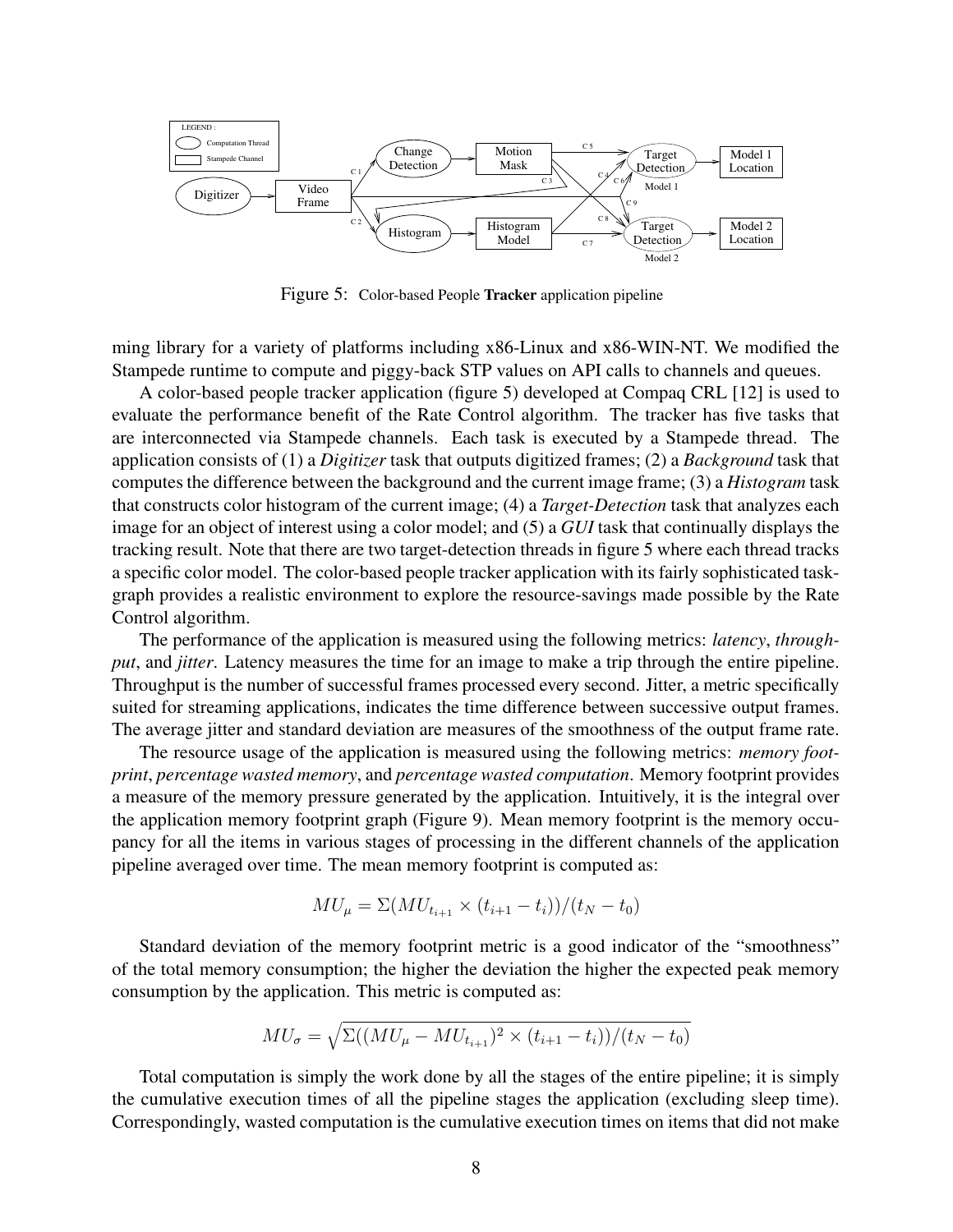Figure 5: Color-based People **Tracker** application pipeline

ming library for a variety of platforms including x86-Linux and x86-WIN-NT. We modified the Stampede runtime to compute and piggy-back STP values on API calls to channels and queues.

A color-based people tracker application (figure 5) developed at Compaq CRL [12] is used to evaluate the performance benefit of the Rate Control algorithm. The tracker has five tasks that are interconnected via Stampede channels. Each task is executed by a Stampede thread. The application consists of (1) a *Digitizer* task that outputs digitized frames; (2) a *Background* task that computes the difference between the background and the current image frame; (3) a *Histogram* task that constructs color histogram of the current image; (4) a *Target-Detection* task that analyzes each image for an object of interest using a color model; and (5) a *GUI* task that continually displays the tracking result. Note that there are two target-detection threads in figure 5 where each thread tracks a specific color model. The color-based people tracker application with its fairly sophisticated task-graph provides a realistic environment to explore the resource-savings made possible by the Rate Control algorithm.

The performance of the application is measured using the following metrics: *latency*, *throughput*, and *jitter*. Latency measures the time for an image to make a trip through the entire pipeline. Throughput is the number of successful frames processed every second. Jitter, a metric specifically suited for streaming applications, indicates the time difference between successive output frames. The average jitter and standard deviation are measures of the smoothness of the output frame rate.

The resource usage of the application is measured using the following metrics: *memory footprint*, *percentage wasted memory*, and *percentage wasted computation*. Memory footprint provides a measure of the memory pressure generated by the application. Intuitively, it is the integral over the application memory footprint graph (Figure 9). Mean memory footprint is the memory occupancy for all the items in various stages of processing in the different channels of the application pipeline averaged over time. The mean memory footprint is computed as:

$$MU_{\mu} = \Sigma(MU_{t_{i+1}} \times (t_{i+1} - t_i))/(t_N - t_0)$$

Standard deviation of the memory footprint metric is a good indicator of the "smoothness" of the total memory consumption; the higher the deviation the higher the expected peak memory consumption by the application. This metric is computed as:

$$MU_{\sigma} = \sqrt{\Sigma((MU_{\mu} - MU_{t_{i+1}})^2 \times (t_{i+1} - t_i))/(t_N - t_0)}$$

Total computation is simply the work done by all the stages of the entire pipeline; it is simply the cumulative execution times of all the pipeline stages the application (excluding sleep time). Correspondingly, wasted computation is the cumulative execution times on items that did not make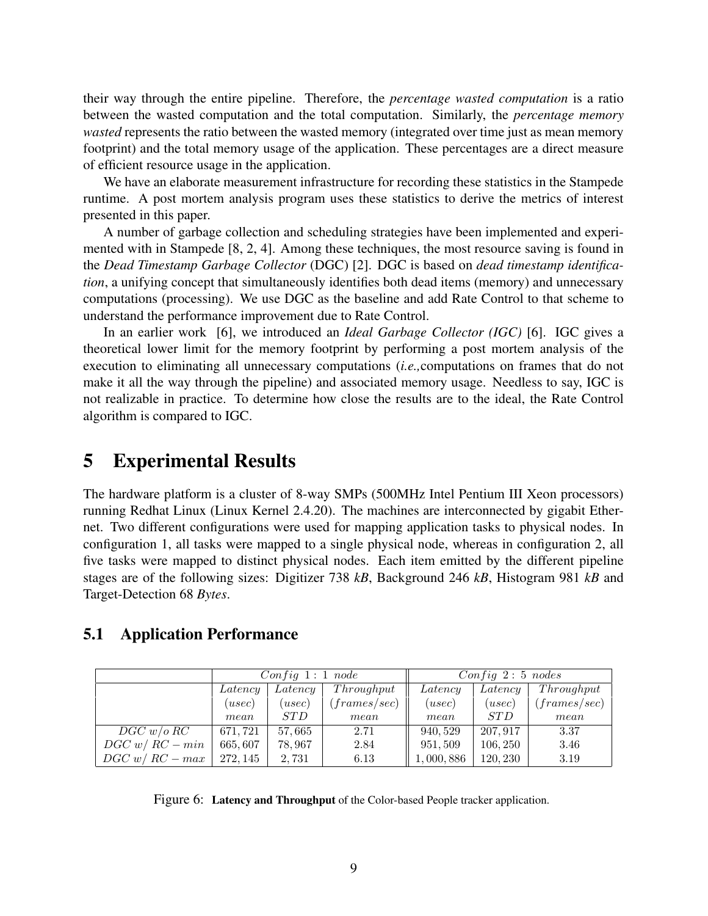their way through the entire pipeline. Therefore, the *percentage wasted computation* is a ratio between the wasted computation and the total computation. Similarly, the *percentage memory wasted* represents the ratio between the wasted memory (integrated over time just as mean memory footprint) and the total memory usage of the application. These percentages are a direct measure of efficient resource usage in the application.

We have an elaborate measurement infrastructure for recording these statistics in the Stampede runtime. A post mortem analysis program uses these statistics to derive the metrics of interest presented in this paper.

A number of garbage collection and scheduling strategies have been implemented and experimented with in Stampede [8, 2, 4]. Among these techniques, the most resource saving is found in the *Dead Timestamp Garbage Collector* (DGC) [2]. DGC is based on *dead timestamp identification*, a unifying concept that simultaneously identifies both dead items (memory) and unnecessary computations (processing). We use DGC as the baseline and add Rate Control to that scheme to understand the performance improvement due to Rate Control.

In an earlier work [6], we introduced an *Ideal Garbage Collector (IGC)* [6]. IGC gives a theoretical lower limit for the memory footprint by performing a post mortem analysis of the execution to eliminating all unnecessary computations (*i.e.,*computations on frames that do not make it all the way through the pipeline) and associated memory usage. Needless to say, IGC is not realizable in practice. To determine how close the results are to the ideal, the Rate Control algorithm is compared to IGC.

# 5 Experimental Results

The hardware platform is a cluster of 8-way SMPs (500MHz Intel Pentium III Xeon processors) running Redhat Linux (Linux Kernel 2.4.20). The machines are interconnected by gigabit Ethernet. Two different configurations were used for mapping application tasks to physical nodes. In configuration 1, all tasks were mapped to a single physical node, whereas in configuration 2, all five tasks were mapped to distinct physical nodes. Each item emitted by the different pipeline stages are of the following sizes: Digitizer 738 *kB*, Background 246 *kB*, Histogram 981 *kB* and Target-Detection 68 *Bytes*.

## 5.1 Application Performance

| | $Config\ 1:\ 1\ node$ | | | $Config\ 2:\ 5\ nodes$ | | |
|---|---|---|---|---|---|---|
| | $Latency$ $(usec)$ $mean$ | $Latency$ $(usec)$ $STD$ | $Throughput$ $(frames/sec)$ $mean$ | $Latency$ $(usec)$ $mean$ | $Latency$ $(usec)$ $STD$ | $Throughput$ $(frames/sec)$ $mean$ |
| $DGC\ w/o\ RC$ | 671,721 | 57,665 | 2.71 | 940,529 | 207,917 | 3.37 |
| $DGC\ w/\ RC-min$ | 665,607 | 78,967 | 2.84 | 951,509 | 106,250 | 3.46 |
| $DGC\ w/\ RC-max$ | 272,145 | 2,731 | 6.13 | 1,000,886 | 120,230 | 3.19 |

Figure 6: **Latency and Throughput** of the Color-based People tracker application.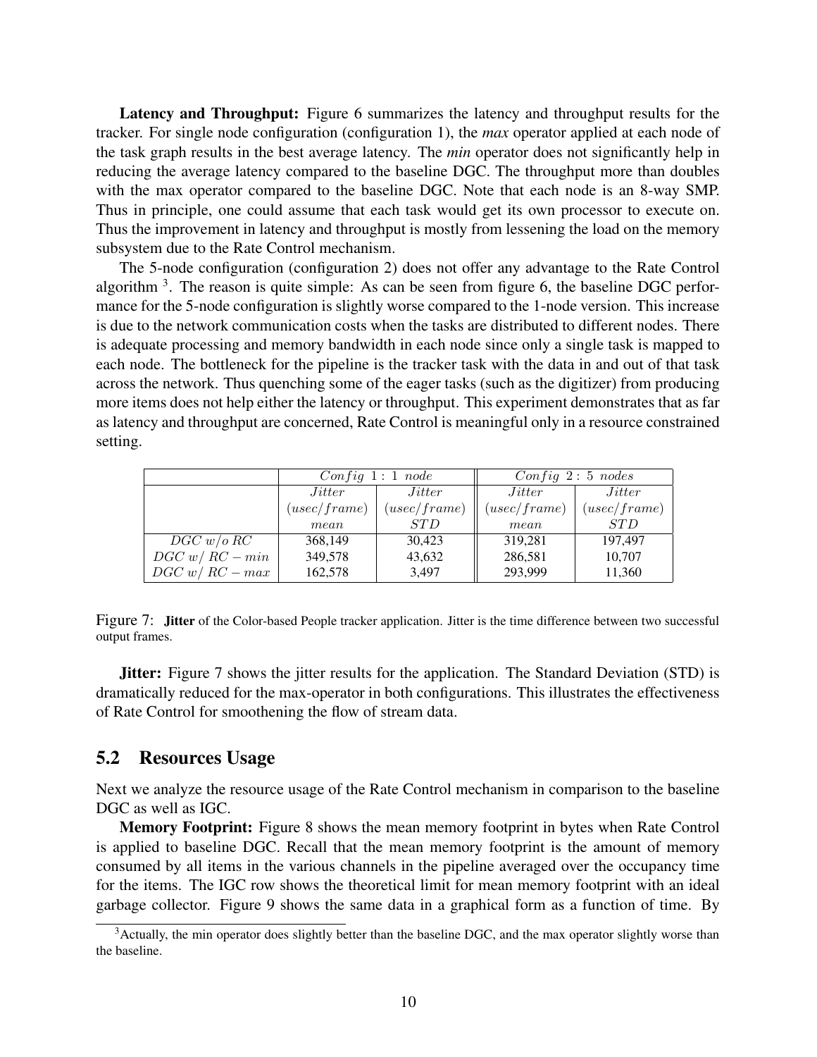**Latency and Throughput:** Figure 6 summarizes the latency and throughput results for the tracker. For single node configuration (configuration 1), the *max* operator applied at each node of the task graph results in the best average latency. The *min* operator does not significantly help in reducing the average latency compared to the baseline DGC. The throughput more than doubles with the max operator compared to the baseline DGC. Note that each node is an 8-way SMP. Thus in principle, one could assume that each task would get its own processor to execute on. Thus the improvement in latency and throughput is mostly from lessening the load on the memory subsystem due to the Rate Control mechanism.

The 5-node configuration (configuration 2) does not offer any advantage to the Rate Control algorithm [3]. The reason is quite simple: As can be seen from figure 6, the baseline DGC performance for the 5-node configuration is slightly worse compared to the 1-node version. This increase is due to the network communication costs when the tasks are distributed to different nodes. There is adequate processing and memory bandwidth in each node since only a single task is mapped to each node. The bottleneck for the pipeline is the tracker task with the data in and out of that task across the network. Thus quenching some of the eager tasks (such as the digitizer) from producing more items does not help either the latency or throughput. This experiment demonstrates that as far as latency and throughput are concerned, Rate Control is meaningful only in a resource constrained setting.

| | $Config\ 1:\ 1\ node$ | | $Config\ 2:\ 5\ nodes$ | |
|---|---|---|---|---|
| | $Jitter$ $(usec/frame)$ $mean$ | $Jitter$ $(usec/frame)$ $STD$ | $Jitter$ $(usec/frame)$ $mean$ | $Jitter$ $(usec/frame)$ $STD$ |
| $DGC\ w/o\ RC$ | 368,149 | 30,423 | 319,281 | 197,497 |
| $DGC\ w/\ RC-min$ | 349,578 | 43,632 | 286,581 | 10,707 |
| $DGC\ w/\ RC-max$ | 162,578 | 3,497 | 293,999 | 11,360 |

Figure 7: **Jitter** of the Color-based People tracker application. Jitter is the time difference between two successful output frames.

**Jitter:** Figure 7 shows the jitter results for the application. The Standard Deviation (STD) is dramatically reduced for the max-operator in both configurations. This illustrates the effectiveness of Rate Control for smoothening the flow of stream data.

## 5.2 Resources Usage

Next we analyze the resource usage of the Rate Control mechanism in comparison to the baseline DGC as well as IGC.

**Memory Footprint:** Figure 8 shows the mean memory footprint in bytes when Rate Control is applied to baseline DGC. Recall that the mean memory footprint is the amount of memory consumed by all items in the various channels in the pipeline averaged over the occupancy time for the items. The IGC row shows the theoretical limit for mean memory footprint with an ideal garbage collector. Figure 9 shows the same data in a graphical form as a function of time. By

[3] Actually, the min operator does slightly better than the baseline DGC, and the max operator slightly worse than the baseline.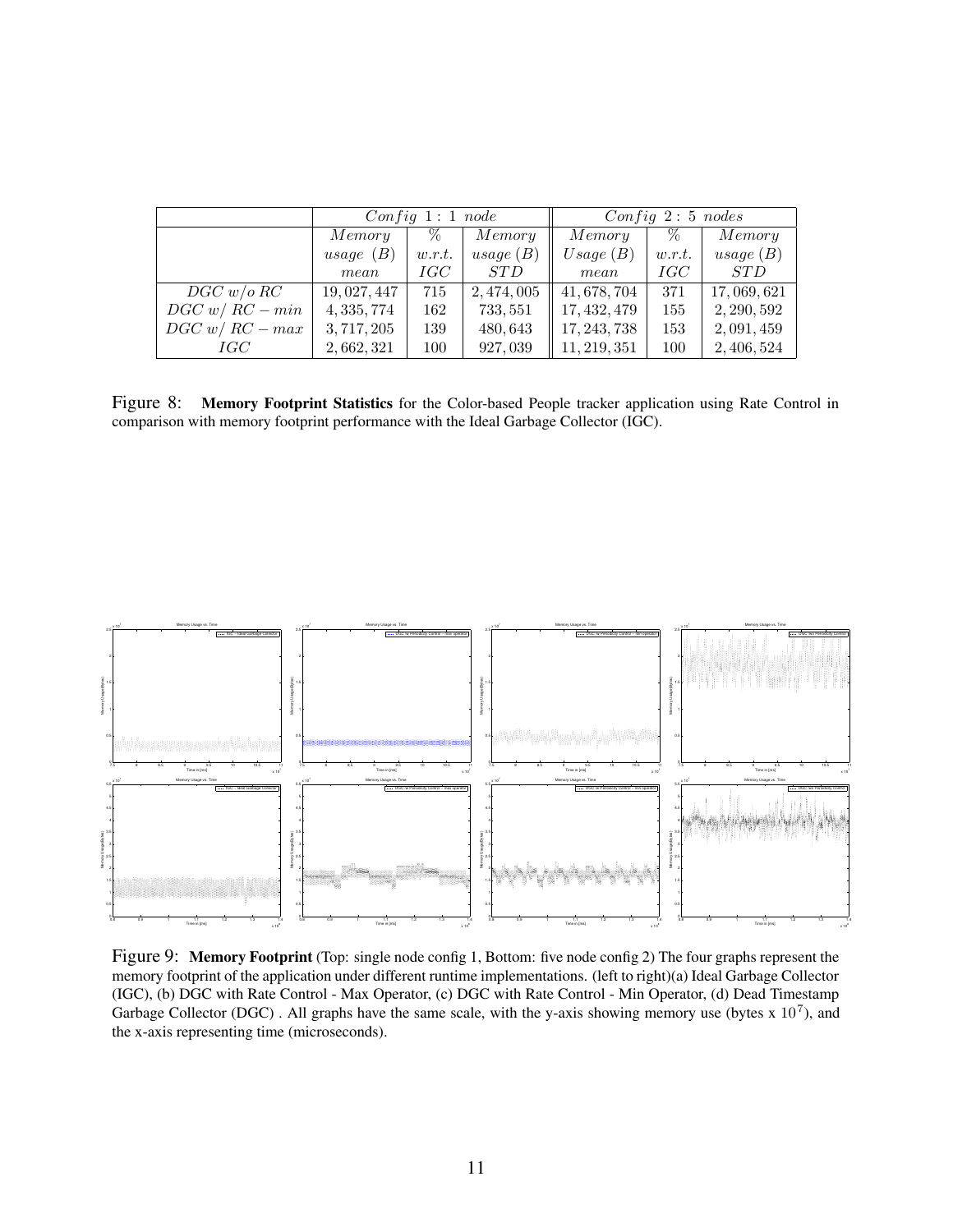| | *Config 1 : 1 node* | | | *Config 2 : 5 nodes* | | |
|---|---|---|---|---|---|---|
| | *Memory usage (B) mean* | *% w.r.t. IGC* | *Memory usage (B) STD* | *Memory Usage (B) mean* | *% w.r.t. IGC* | *Memory usage (B) STD* |
| *DGC w/o RC* | 19,027,447 | 715 | 2,474,005 | 41,678,704 | 371 | 17,069,621 |
| *DGC w/ RC − min* | 4,335,774 | 162 | 733,551 | 17,432,479 | 155 | 2,290,592 |
| *DGC w/ RC − max* | 3,717,205 | 139 | 480,643 | 17,243,738 | 153 | 2,091,459 |
| *IGC* | 2,662,321 | 100 | 927,039 | 11,219,351 | 100 | 2,406,524 |

Figure 8: **Memory Footprint Statistics** for the Color-based People tracker application using Rate Control in comparison with memory footprint performance with the Ideal Garbage Collector (IGC).

Figure 9: **Memory Footprint** (Top: single node config 1, Bottom: five node config 2) The four graphs represent the memory footprint of the application under different runtime implementations. (left to right)(a) Ideal Garbage Collector (IGC), (b) DGC with Rate Control - Max Operator, (c) DGC with Rate Control - Min Operator, (d) Dead Timestamp Garbage Collector (DGC) . All graphs have the same scale, with the y-axis showing memory use (bytes x $10^7$), and the x-axis representing time (microseconds).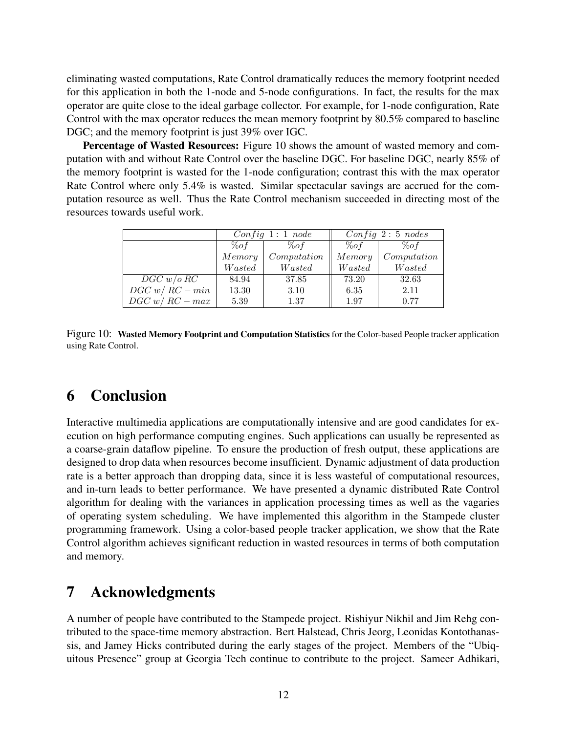eliminating wasted computations, Rate Control dramatically reduces the memory footprint needed for this application in both the 1-node and 5-node configurations. In fact, the results for the max operator are quite close to the ideal garbage collector. For example, for 1-node configuration, Rate Control with the max operator reduces the mean memory footprint by 80.5% compared to baseline DGC; and the memory footprint is just 39% over IGC.

**Percentage of Wasted Resources:** Figure 10 shows the amount of wasted memory and computation with and without Rate Control over the baseline DGC. For baseline DGC, nearly 85% of the memory footprint is wasted for the 1-node configuration; contrast this with the max operator Rate Control where only 5.4% is wasted. Similar spectacular savings are accrued for the computation resource as well. Thus the Rate Control mechanism succeeded in directing most of the resources towards useful work.

| | $Config\ 1: 1\ node$ | | $Config\ 2: 5\ nodes$ | |
|---|---|---|---|---|
| | $\%of$ $Memory$ $Wasted$ | $\%of$ $Computation$ $Wasted$ | $\%of$ $Memory$ $Wasted$ | $\%of$ $Computation$ $Wasted$ |
| $DGC\ w/o\ RC$ | 84.94 | 37.85 | 73.20 | 32.63 |
| $DGC\ w/\ RC - min$ | 13.30 | 3.10 | 6.35 | 2.11 |
| $DGC\ w/\ RC - max$ | 5.39 | 1.37 | 1.97 | 0.77 |

Figure 10: **Wasted Memory Footprint and Computation Statistics** for the Color-based People tracker application using Rate Control.

# 6 Conclusion

Interactive multimedia applications are computationally intensive and are good candidates for execution on high performance computing engines. Such applications can usually be represented as a coarse-grain dataflow pipeline. To ensure the production of fresh output, these applications are designed to drop data when resources become insufficient. Dynamic adjustment of data production rate is a better approach than dropping data, since it is less wasteful of computational resources, and in-turn leads to better performance. We have presented a dynamic distributed Rate Control algorithm for dealing with the variances in application processing times as well as the vagaries of operating system scheduling. We have implemented this algorithm in the Stampede cluster programming framework. Using a color-based people tracker application, we show that the Rate Control algorithm achieves significant reduction in wasted resources in terms of both computation and memory.

# 7 Acknowledgments

A number of people have contributed to the Stampede project. Rishiyur Nikhil and Jim Rehg contributed to the space-time memory abstraction. Bert Halstead, Chris Jeorg, Leonidas Kontothanassis, and Jamey Hicks contributed during the early stages of the project. Members of the "Ubiquitous Presence" group at Georgia Tech continue to contribute to the project. Sameer Adhikari,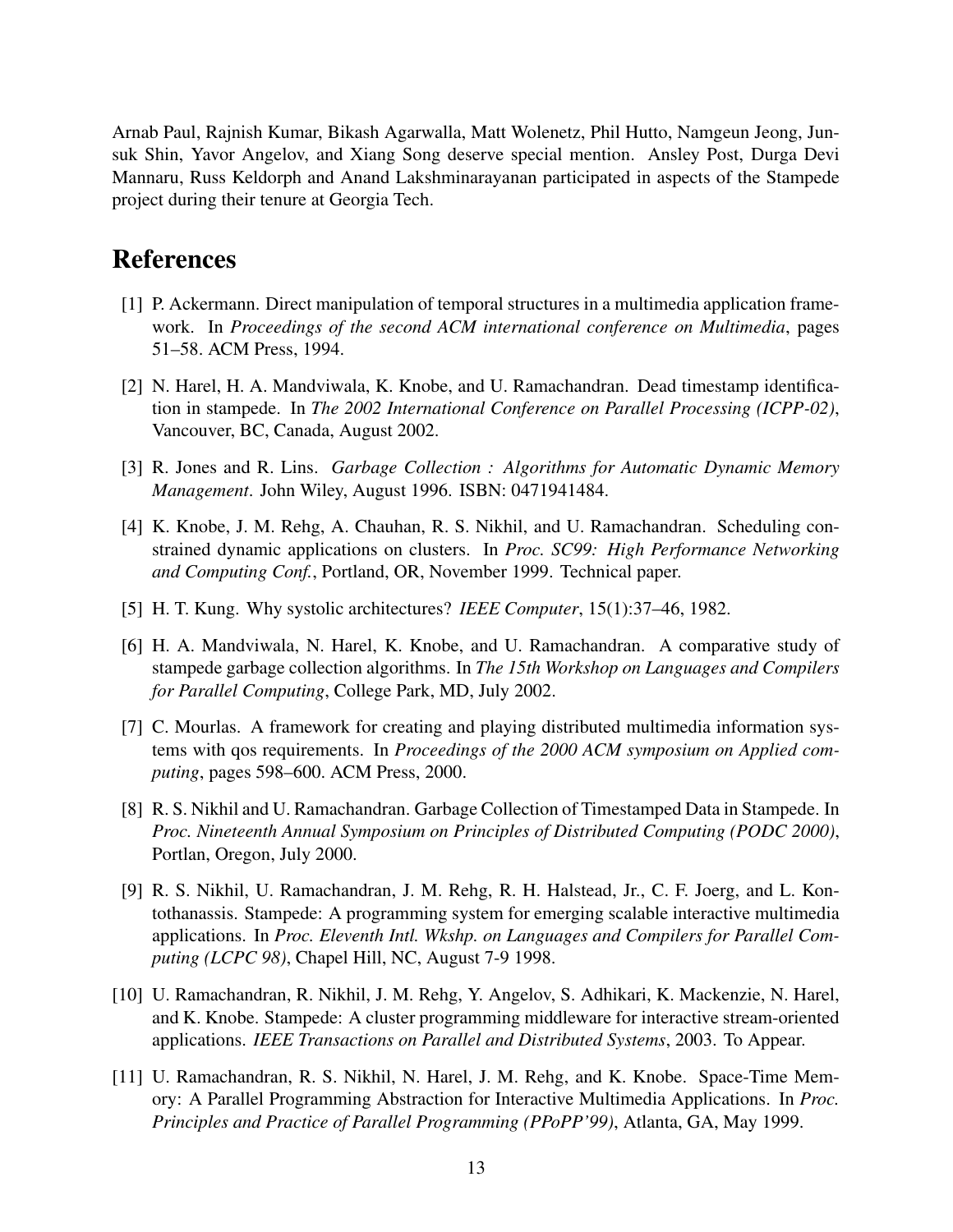Arnab Paul, Rajnish Kumar, Bikash Agarwalla, Matt Wolenetz, Phil Hutto, Namgeun Jeong, Junsuk Shin, Yavor Angelov, and Xiang Song deserve special mention. Ansley Post, Durga Devi Mannaru, Russ Keldorph and Anand Lakshminarayanan participated in aspects of the Stampede project during their tenure at Georgia Tech.

# References

[1] P. Ackermann. Direct manipulation of temporal structures in a multimedia application framework. In *Proceedings of the second ACM international conference on Multimedia*, pages 51–58. ACM Press, 1994.

[2] N. Harel, H. A. Mandviwala, K. Knobe, and U. Ramachandran. Dead timestamp identification in stampede. In *The 2002 International Conference on Parallel Processing (ICPP-02)*, Vancouver, BC, Canada, August 2002.

[3] R. Jones and R. Lins. *Garbage Collection : Algorithms for Automatic Dynamic Memory Management*. John Wiley, August 1996. ISBN: 0471941484.

[4] K. Knobe, J. M. Rehg, A. Chauhan, R. S. Nikhil, and U. Ramachandran. Scheduling constrained dynamic applications on clusters. In *Proc. SC99: High Performance Networking and Computing Conf.*, Portland, OR, November 1999. Technical paper.

[5] H. T. Kung. Why systolic architectures? *IEEE Computer*, 15(1):37–46, 1982.

[6] H. A. Mandviwala, N. Harel, K. Knobe, and U. Ramachandran. A comparative study of stampede garbage collection algorithms. In *The 15th Workshop on Languages and Compilers for Parallel Computing*, College Park, MD, July 2002.

[7] C. Mourlas. A framework for creating and playing distributed multimedia information systems with qos requirements. In *Proceedings of the 2000 ACM symposium on Applied computing*, pages 598–600. ACM Press, 2000.

[8] R. S. Nikhil and U. Ramachandran. Garbage Collection of Timestamped Data in Stampede. In *Proc. Nineteenth Annual Symposium on Principles of Distributed Computing (PODC 2000)*, Portlan, Oregon, July 2000.

[9] R. S. Nikhil, U. Ramachandran, J. M. Rehg, R. H. Halstead, Jr., C. F. Joerg, and L. Kontothanassis. Stampede: A programming system for emerging scalable interactive multimedia applications. In *Proc. Eleventh Intl. Wkshp. on Languages and Compilers for Parallel Computing (LCPC 98)*, Chapel Hill, NC, August 7-9 1998.

[10] U. Ramachandran, R. Nikhil, J. M. Rehg, Y. Angelov, S. Adhikari, K. Mackenzie, N. Harel, and K. Knobe. Stampede: A cluster programming middleware for interactive stream-oriented applications. *IEEE Transactions on Parallel and Distributed Systems*, 2003. To Appear.

[11] U. Ramachandran, R. S. Nikhil, N. Harel, J. M. Rehg, and K. Knobe. Space-Time Memory: A Parallel Programming Abstraction for Interactive Multimedia Applications. In *Proc. Principles and Practice of Parallel Programming (PPoPP'99)*, Atlanta, GA, May 1999.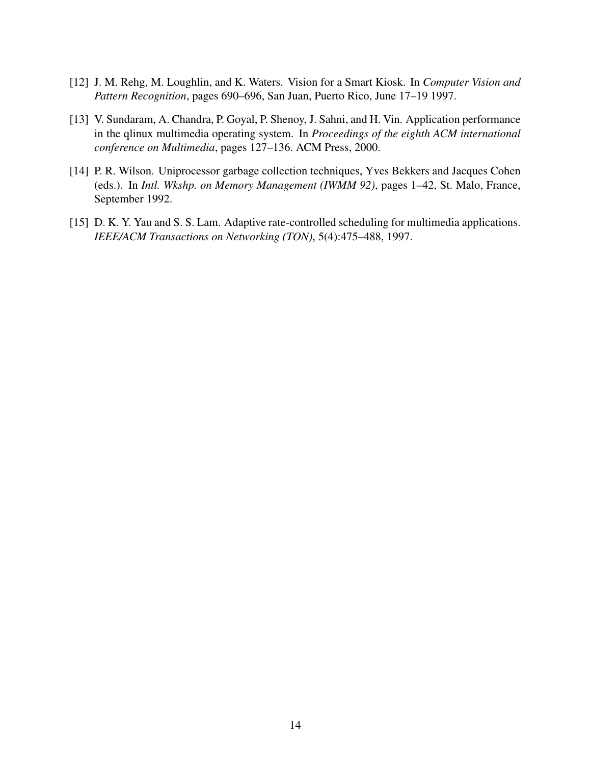[12] J. M. Rehg, M. Loughlin, and K. Waters. Vision for a Smart Kiosk. In *Computer Vision and Pattern Recognition*, pages 690–696, San Juan, Puerto Rico, June 17–19 1997.

[13] V. Sundaram, A. Chandra, P. Goyal, P. Shenoy, J. Sahni, and H. Vin. Application performance in the qlinux multimedia operating system. In *Proceedings of the eighth ACM international conference on Multimedia*, pages 127–136. ACM Press, 2000.

[14] P. R. Wilson. Uniprocessor garbage collection techniques, Yves Bekkers and Jacques Cohen (eds.). In *Intl. Wkshp. on Memory Management (IWMM 92)*, pages 1–42, St. Malo, France, September 1992.

[15] D. K. Y. Yau and S. S. Lam. Adaptive rate-controlled scheduling for multimedia applications. *IEEE/ACM Transactions on Networking (TON)*, 5(4):475–488, 1997.